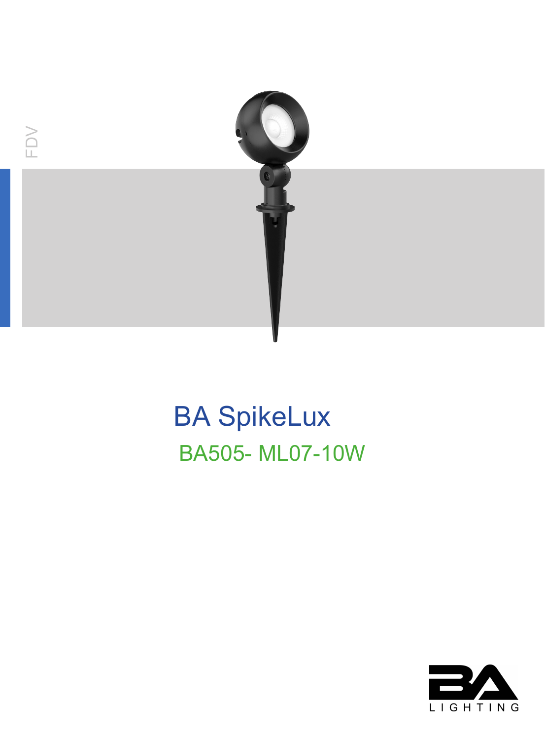FDV

# BA SpikeLux

## BA505- ML07-10W

BA LIGHTING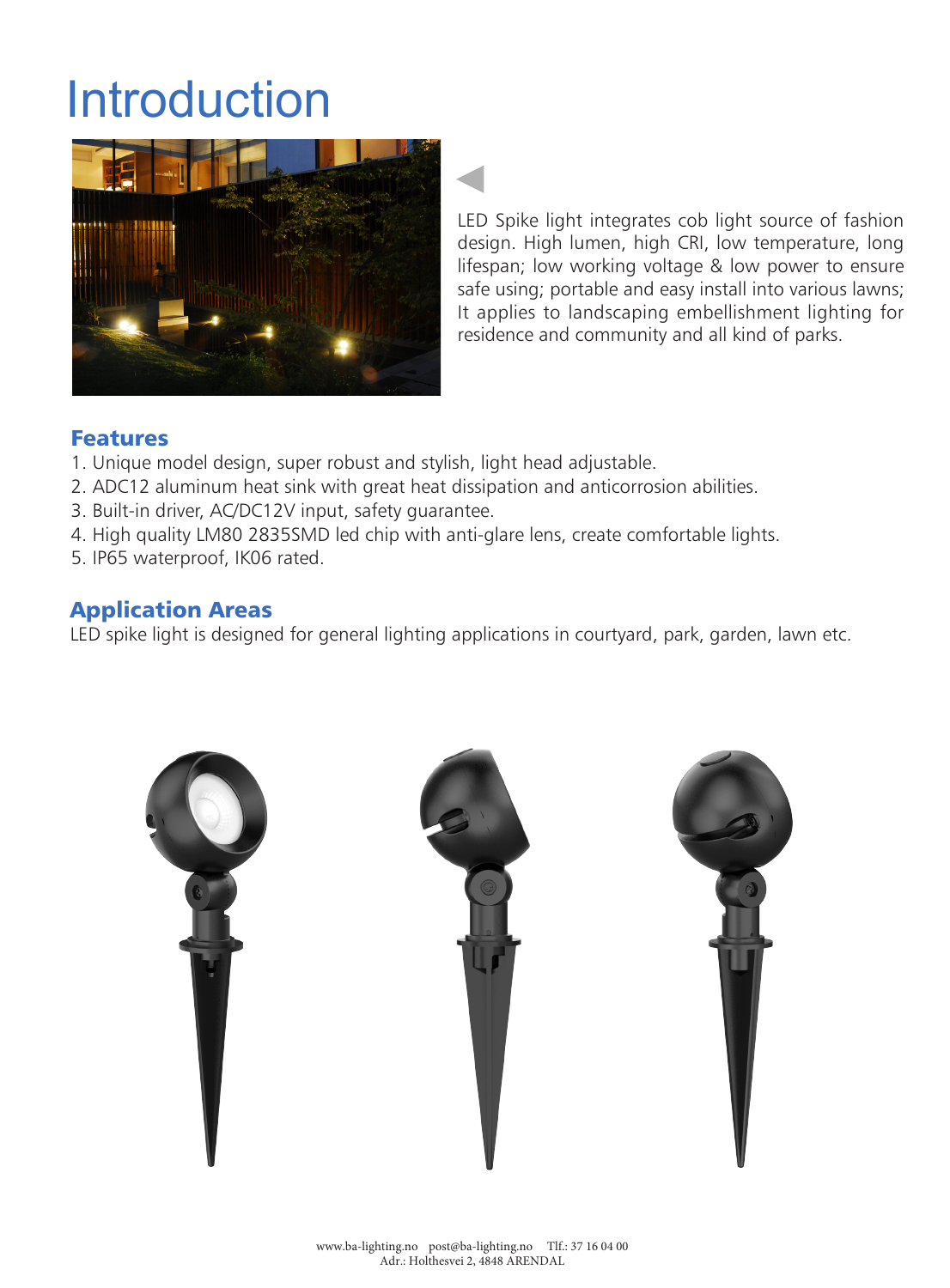# Introduction

LED Spike light integrates cob light source of fashion design. High lumen, high CRI, low temperature, long lifespan; low working voltage & low power to ensure safe using; portable and easy install into various lawns; It applies to landscaping embellishment lighting for residence and community and all kind of parks.

## Features

1. Unique model design, super robust and stylish, light head adjustable.
2. ADC12 aluminum heat sink with great heat dissipation and anticorrosion abilities.
3. Built-in driver, AC/DC12V input, safety guarantee.
4. High quality LM80 2835SMD led chip with anti-glare lens, create comfortable lights.
5. IP65 waterproof, IK06 rated.

## Application Areas

LED spike light is designed for general lighting applications in courtyard, park, garden, lawn etc.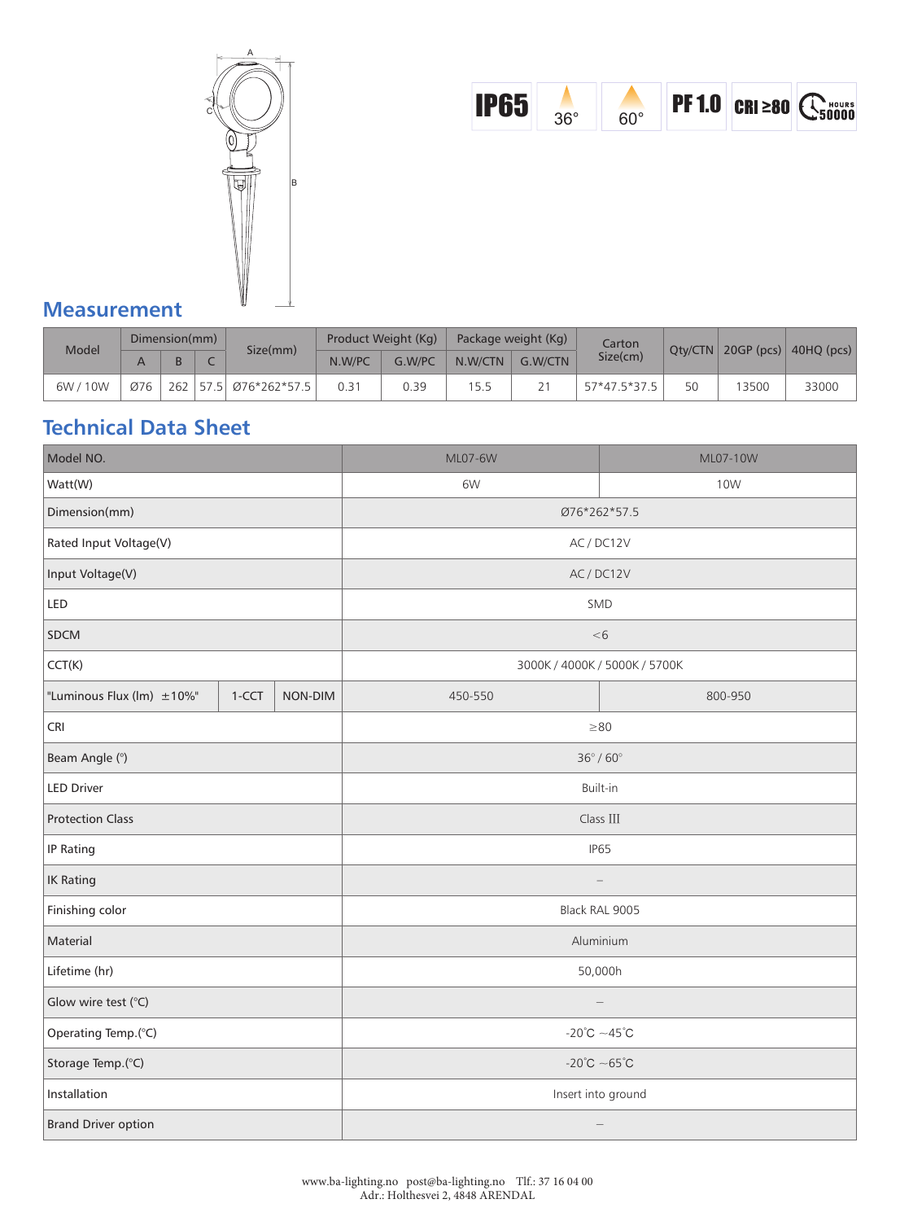IP65 | 36° | 60° | PF 1.0 | CRI ≥80 | HOURS 50000

## Measurement

| Model | Dimension(mm) | | | Size(mm) | Product Weight (Kg) | | Package weight (Kg) | | Carton Size(cm) | Qty/CTN | 20GP (pcs) | 40HQ (pcs) |
|---|---|---|---|---|---|---|---|---|---|---|---|---|
| | A | B | C | | N.W/PC | G.W/PC | N.W/CTN | G.W/CTN | | | | |
| 6W / 10W | Ø76 | 262 | 57.5 | Ø76*262*57.5 | 0.31 | 0.39 | 15.5 | 21 | 57*47.5*37.5 | 50 | 13500 | 33000 |

## Technical Data Sheet

| Model NO. | | | ML07-6W | ML07-10W |
|---|---|---|---|---|
| Watt(W) | | | 6W | 10W |
| Dimension(mm) | | | Ø76*262*57.5 | |
| Rated Input Voltage(V) | | | AC / DC12V | |
| Input Voltage(V) | | | AC / DC12V | |
| LED | | | SMD | |
| SDCM | | | <6 | |
| CCT(K) | | | 3000K / 4000K / 5000K / 5700K | |
| "Luminous Flux (lm) ±10%" | 1-CCT | NON-DIM | 450-550 | 800-950 |
| CRI | | | ≥80 | |
| Beam Angle (°) | | | 36° / 60° | |
| LED Driver | | | Built-in | |
| Protection Class | | | Class III | |
| IP Rating | | | IP65 | |
| IK Rating | | | – | |
| Finishing color | | | Black RAL 9005 | |
| Material | | | Aluminium | |
| Lifetime (hr) | | | 50,000h | |
| Glow wire test (°C) | | | – | |
| Operating Temp.(°C) | | | -20°C ~45°C | |
| Storage Temp.(°C) | | | -20°C ~65°C | |
| Installation | | | Insert into ground | |
| Brand Driver option | | | – | |

www.ba-lighting.no post@ba-lighting.no Tlf.: 37 16 04 00
Adr.: Holthesvei 2, 4848 ARENDAL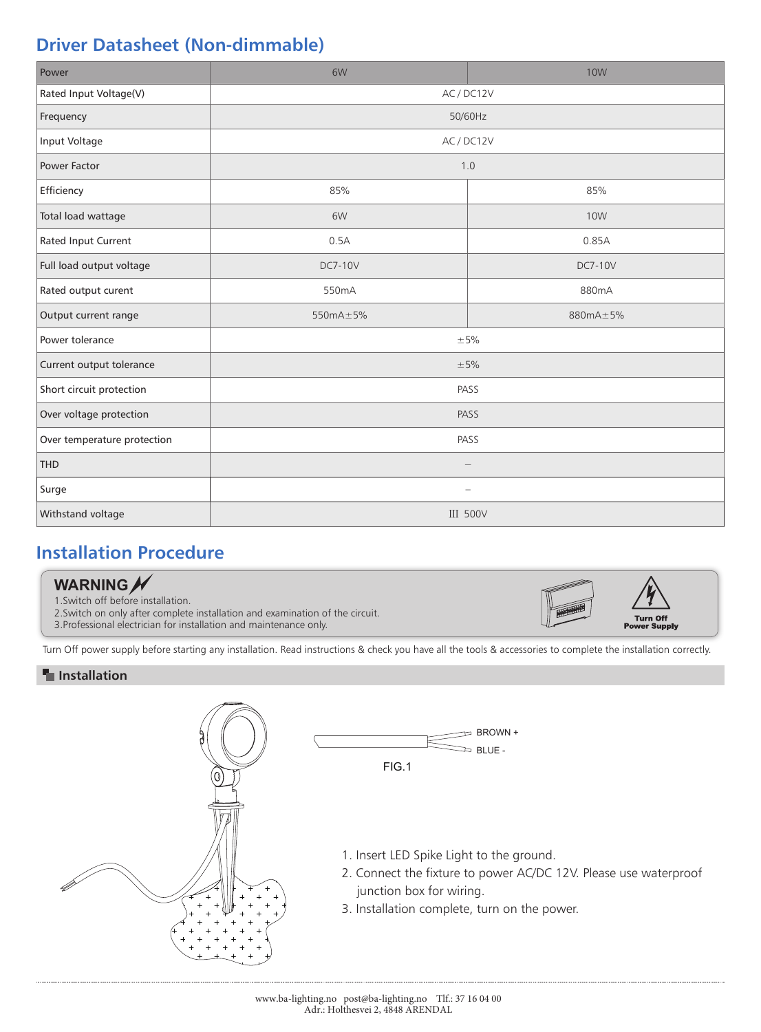## Driver Datasheet (Non-dimmable)

| Power | 6W | 10W |
|---|---|---|
| Rated Input Voltage(V) | AC / DC12V | |
| Frequency | 50/60Hz | |
| Input Voltage | AC / DC12V | |
| Power Factor | 1.0 | |
| Efficiency | 85% | 85% |
| Total load wattage | 6W | 10W |
| Rated Input Current | 0.5A | 0.85A |
| Full load output voltage | DC7-10V | DC7-10V |
| Rated output curent | 550mA | 880mA |
| Output current range | 550mA±5% | 880mA±5% |
| Power tolerance | ±5% | |
| Current output tolerance | ±5% | |
| Short circuit protection | PASS | |
| Over voltage protection | PASS | |
| Over temperature protection | PASS | |
| THD | – | |
| Surge | – | |
| Withstand voltage | III 500V | |

## Installation Procedure

**WARNING**

1.Switch off before installation.
2.Switch on only after complete installation and examination of the circuit.
3.Professional electrician for installation and maintenance only.

Turn Off Power Supply

Turn Off power supply before starting any installation. Read instructions & check you have all the tools & accessories to complete the installation correctly.

### Installation

BROWN +
BLUE -

FIG.1

1. Insert LED Spike Light to the ground.
2. Connect the fixture to power AC/DC 12V. Please use waterproof junction box for wiring.
3. Installation complete, turn on the power.

www.ba-lighting.no post@ba-lighting.no Tlf.: 37 16 04 00
Adr.: Holthesvei 2, 4848 ARENDAL